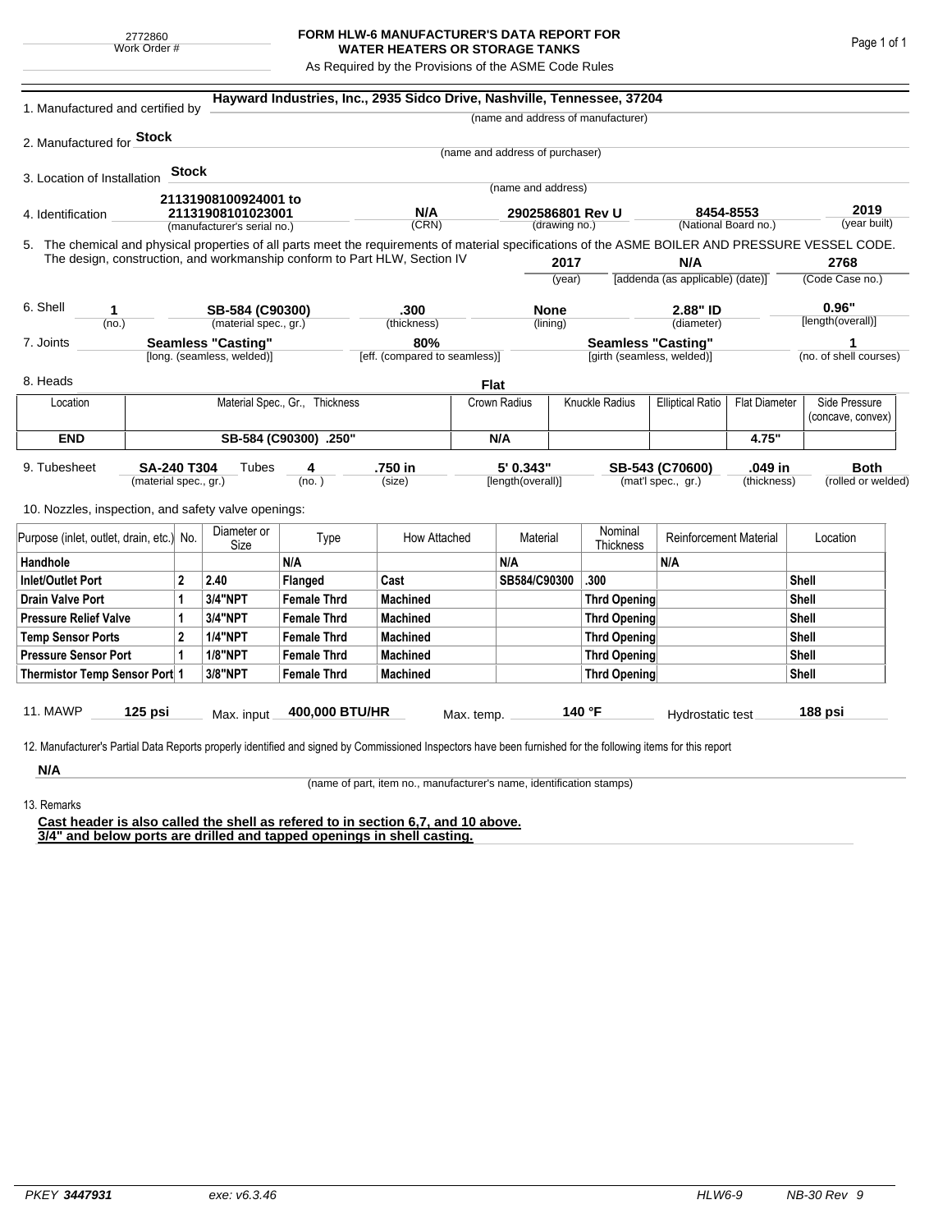2772860
Work Order #

# FORM HLW-6 MANUFACTURER'S DATA REPORT FOR WATER HEATERS OR STORAGE TANKS

As Required by the Provisions of the ASME Code Rules

1. Manufactured and certified by **Hayward Industries, Inc., 2935 Sidco Drive, Nashville, Tennessee, 37204**
(name and address of manufacturer)

2. Manufactured for **Stock**
(name and address of purchaser)

3. Location of Installation **Stock**
(name and address)

4. Identification **21131908100924001 to 21131908101023001** (manufacturer's serial no.) **N/A** (CRN) **2902586801 Rev U** (drawing no.) **8454-8553** (National Board no.) **2019** (year built)

5. The chemical and physical properties of all parts meet the requirements of material specifications of the ASME BOILER AND PRESSURE VESSEL CODE. The design, construction, and workmanship conform to Part HLW, Section IV **2017** (year) **N/A** [addenda (as applicable) (date)] **2768** (Code Case no.)

6. Shell **1** (no.) **SB-584 (C90300)** (material spec., gr.) **.300** (thickness) **None** (lining) **2.88" ID** (diameter) **0.96"** [length(overall)]

7. Joints **Seamless "Casting"** [long. (seamless, welded)] **80%** [eff. (compared to seamless)] **Seamless "Casting"** [girth (seamless, welded)] **1** (no. of shell courses)

8. Heads **Flat**

| Location | Material Spec., Gr., Thickness | Crown Radius | Knuckle Radius | Elliptical Ratio | Flat Diameter | Side Pressure (concave, convex) |
|---|---|---|---|---|---|---|
| **END** | **SB-584 (C90300) .250"** | **N/A** | | | **4.75"** | |

9. Tubesheet **SA-240 T304** (material spec., gr.) Tubes **4** (no.) **.750 in** (size) **5' 0.343"** [length(overall)] **SB-543 (C70600)** (mat'l spec., gr.) **.049 in** (thickness) **Both** (rolled or welded)

10. Nozzles, inspection, and safety valve openings:

| Purpose (inlet, outlet, drain, etc.) | No. | Diameter or Size | Type | How Attached | Material | Nominal Thickness | Reinforcement Material | Location |
|---|---|---|---|---|---|---|---|---|
| **Handhole** | | | **N/A** | | **N/A** | | **N/A** | |
| **Inlet/Outlet Port** | **2** | **2.40** | **Flanged** | **Cast** | **SB584/C90300** | **.300** | | **Shell** |
| **Drain Valve Port** | **1** | **3/4"NPT** | **Female Thrd** | **Machined** | | **Thrd Opening** | | **Shell** |
| **Pressure Relief Valve** | **1** | **3/4"NPT** | **Female Thrd** | **Machined** | | **Thrd Opening** | | **Shell** |
| **Temp Sensor Ports** | **2** | **1/4"NPT** | **Female Thrd** | **Machined** | | **Thrd Opening** | | **Shell** |
| **Pressure Sensor Port** | **1** | **1/8"NPT** | **Female Thrd** | **Machined** | | **Thrd Opening** | | **Shell** |
| **Thermistor Temp Sensor Port** | **1** | **3/8"NPT** | **Female Thrd** | **Machined** | | **Thrd Opening** | | **Shell** |

11. MAWP **125 psi** Max. input **400,000 BTU/HR** Max. temp. **140 °F** Hydrostatic test **188 psi**

12. Manufacturer's Partial Data Reports properly identified and signed by Commissioned Inspectors have been furnished for the following items for this report

**N/A**
(name of part, item no., manufacturer's name, identification stamps)

13. Remarks

**Cast header is also called the shell as refered to in section 6,7, and 10 above.**
**3/4" and below ports are drilled and tapped openings in shell casting.**

PKEY **3447931** exe: v6.3.46 HLW6-9 NB-30 Rev 9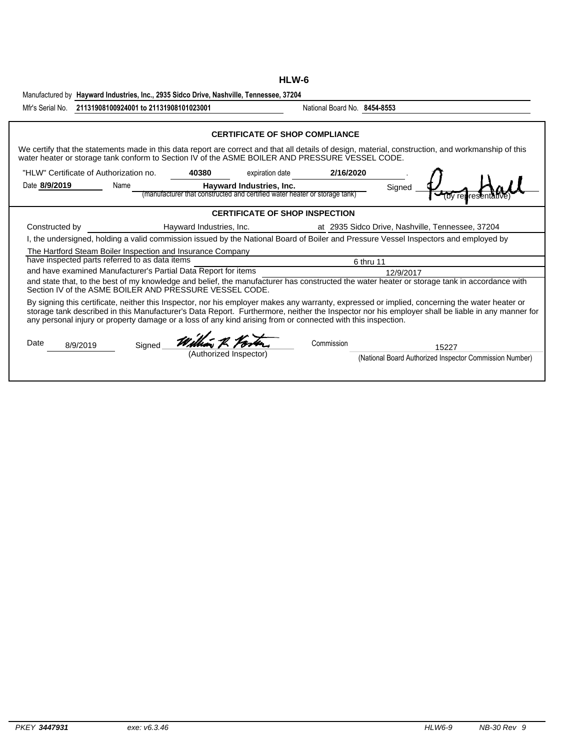# HLW-6

Manufactured by **Hayward Industries, Inc., 2935 Sidco Drive, Nashville, Tennessee, 37204**

Mfr's Serial No. **21131908100924001 to 21131908101023001** National Board No. **8454-8553**

## CERTIFICATE OF SHOP COMPLIANCE

We certify that the statements made in this data report are correct and that all details of design, material, construction, and workmanship of this water heater or storage tank conform to Section IV of the ASME BOILER AND PRESSURE VESSEL CODE.

"HLW" Certificate of Authorization no. **40380** expiration date **2/16/2020** .

Date **8/9/2019** Name **Hayward Industries, Inc.** Signed Perry Hall
(manufacturer that constructed and certified water heater or storage tank) (by representative)

## CERTIFICATE OF SHOP INSPECTION

Constructed by Hayward Industries, Inc. at 2935 Sidco Drive, Nashville, Tennessee, 37204

I, the undersigned, holding a valid commission issued by the National Board of Boiler and Pressure Vessel Inspectors and employed by The Hartford Steam Boiler Inspection and Insurance Company

have inspected parts referred to as data items 6 thru 11

and have examined Manufacturer's Partial Data Report for items 12/9/2017

and state that, to the best of my knowledge and belief, the manufacturer has constructed the water heater or storage tank in accordance with Section IV of the ASME BOILER AND PRESSURE VESSEL CODE.

By signing this certificate, neither this Inspector, nor his employer makes any warranty, expressed or implied, concerning the water heater or storage tank described in this Manufacturer's Data Report. Furthermore, neither the Inspector nor his employer shall be liable in any manner for any personal injury or property damage or a loss of any kind arising from or connected with this inspection.

Date 8/9/2019 Signed William R. Foster Commission 15227
(Authorized Inspector) (National Board Authorized Inspector Commission Number)

*PKEY 3447931* *exe: v6.3.46* *HLW6-9* *NB-30 Rev 9*